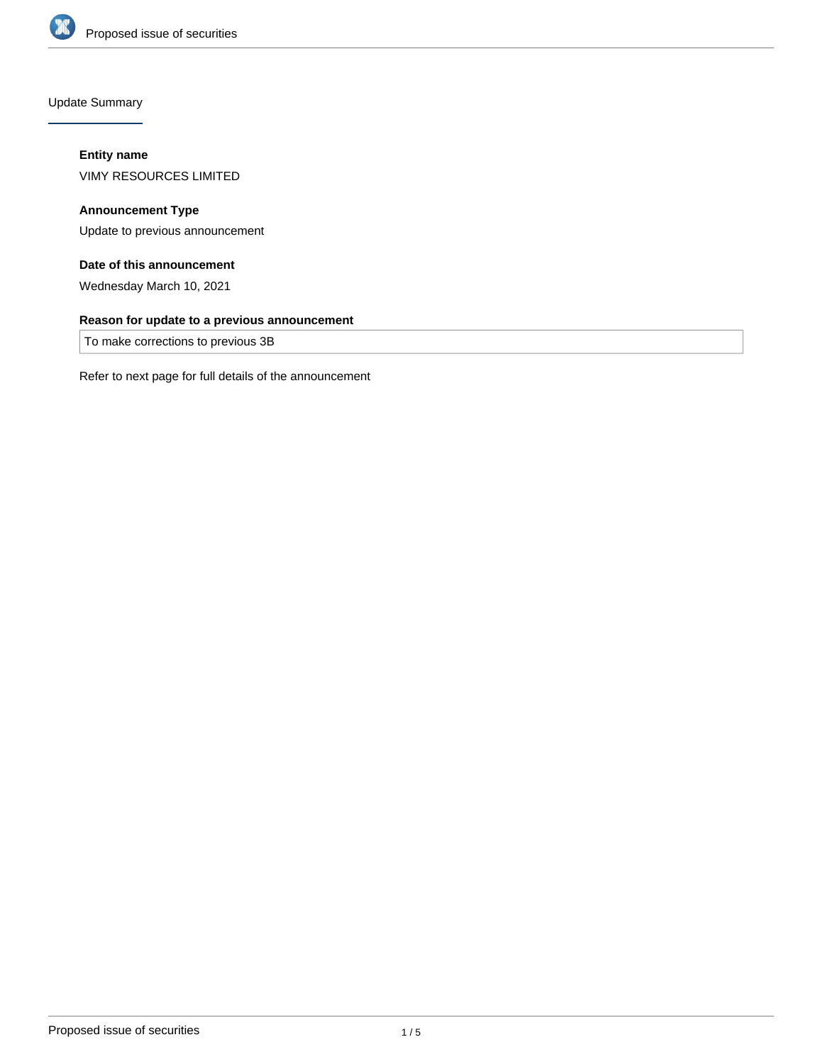## Update Summary

**Entity name**

VIMY RESOURCES LIMITED

**Announcement Type**

Update to previous announcement

**Date of this announcement**

Wednesday March 10, 2021

**Reason for update to a previous announcement**

To make corrections to previous 3B

Refer to next page for full details of the announcement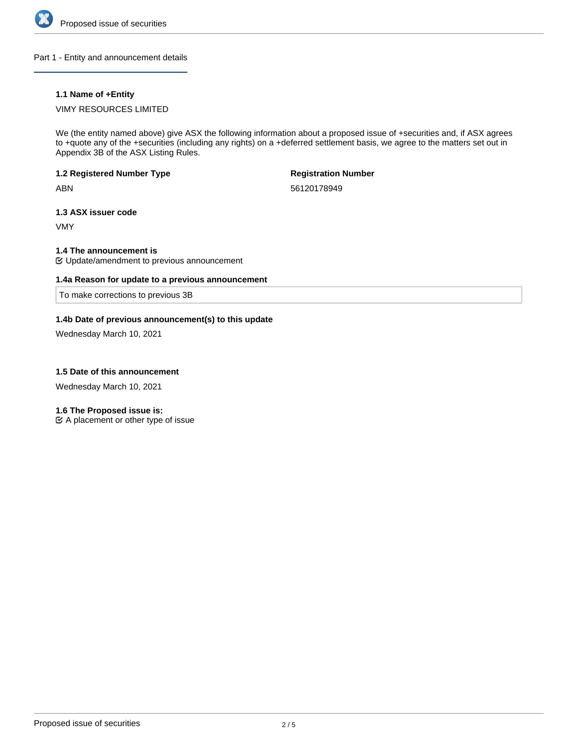## Part 1 - Entity and announcement details

### 1.1 Name of +Entity

VIMY RESOURCES LIMITED

We (the entity named above) give ASX the following information about a proposed issue of +securities and, if ASX agrees to +quote any of the +securities (including any rights) on a +deferred settlement basis, we agree to the matters set out in Appendix 3B of the ASX Listing Rules.

**1.2 Registered Number Type**

ABN

**Registration Number**

56120178949

**1.3 ASX issuer code**

VMY

**1.4 The announcement is**

☑ Update/amendment to previous announcement

**1.4a Reason for update to a previous announcement**

To make corrections to previous 3B

**1.4b Date of previous announcement(s) to this update**

Wednesday March 10, 2021

**1.5 Date of this announcement**

Wednesday March 10, 2021

**1.6 The Proposed issue is:**

☑ A placement or other type of issue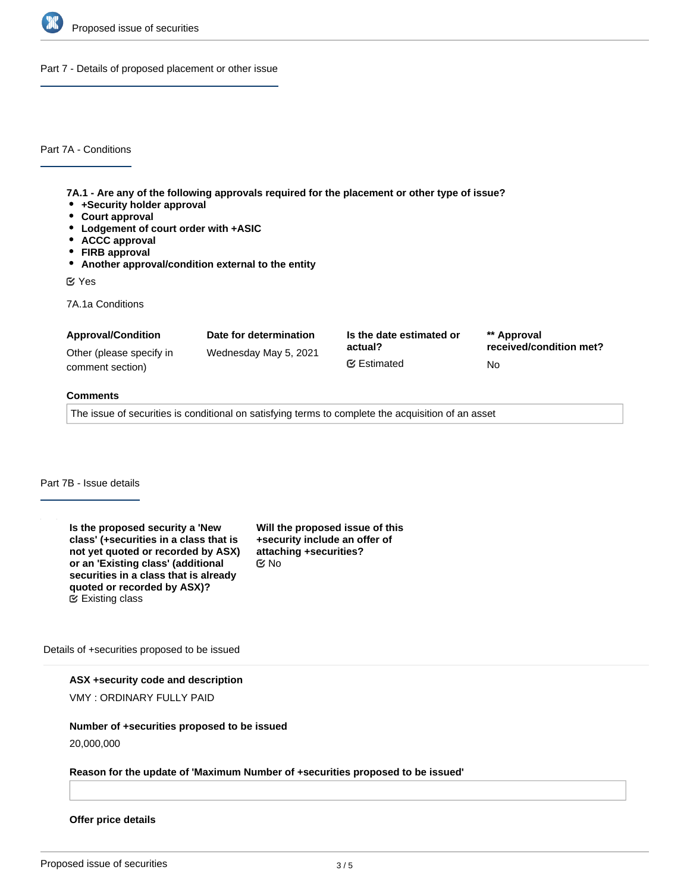## Part 7 - Details of proposed placement or other issue

### Part 7A - Conditions

**7A.1 - Are any of the following approvals required for the placement or other type of issue?**

- **+Security holder approval**
- **Court approval**
- **Lodgement of court order with +ASIC**
- **ACCC approval**
- **FIRB approval**
- **Another approval/condition external to the entity**

☑ Yes

7A.1a Conditions

| Approval/Condition | Date for determination | Is the date estimated or actual? | ** Approval received/condition met? |
|---|---|---|---|
| Other (please specify in comment section) | Wednesday May 5, 2021 | ☑ Estimated | No |

**Comments**

The issue of securities is conditional on satisfying terms to complete the acquisition of an asset

### Part 7B - Issue details

**Is the proposed security a 'New class' (+securities in a class that is not yet quoted or recorded by ASX) or an 'Existing class' (additional securities in a class that is already quoted or recorded by ASX)?**
☑ Existing class

**Will the proposed issue of this +security include an offer of attaching +securities?**
☑ No

Details of +securities proposed to be issued

**ASX +security code and description**

VMY : ORDINARY FULLY PAID

**Number of +securities proposed to be issued**

20,000,000

**Reason for the update of 'Maximum Number of +securities proposed to be issued'**

**Offer price details**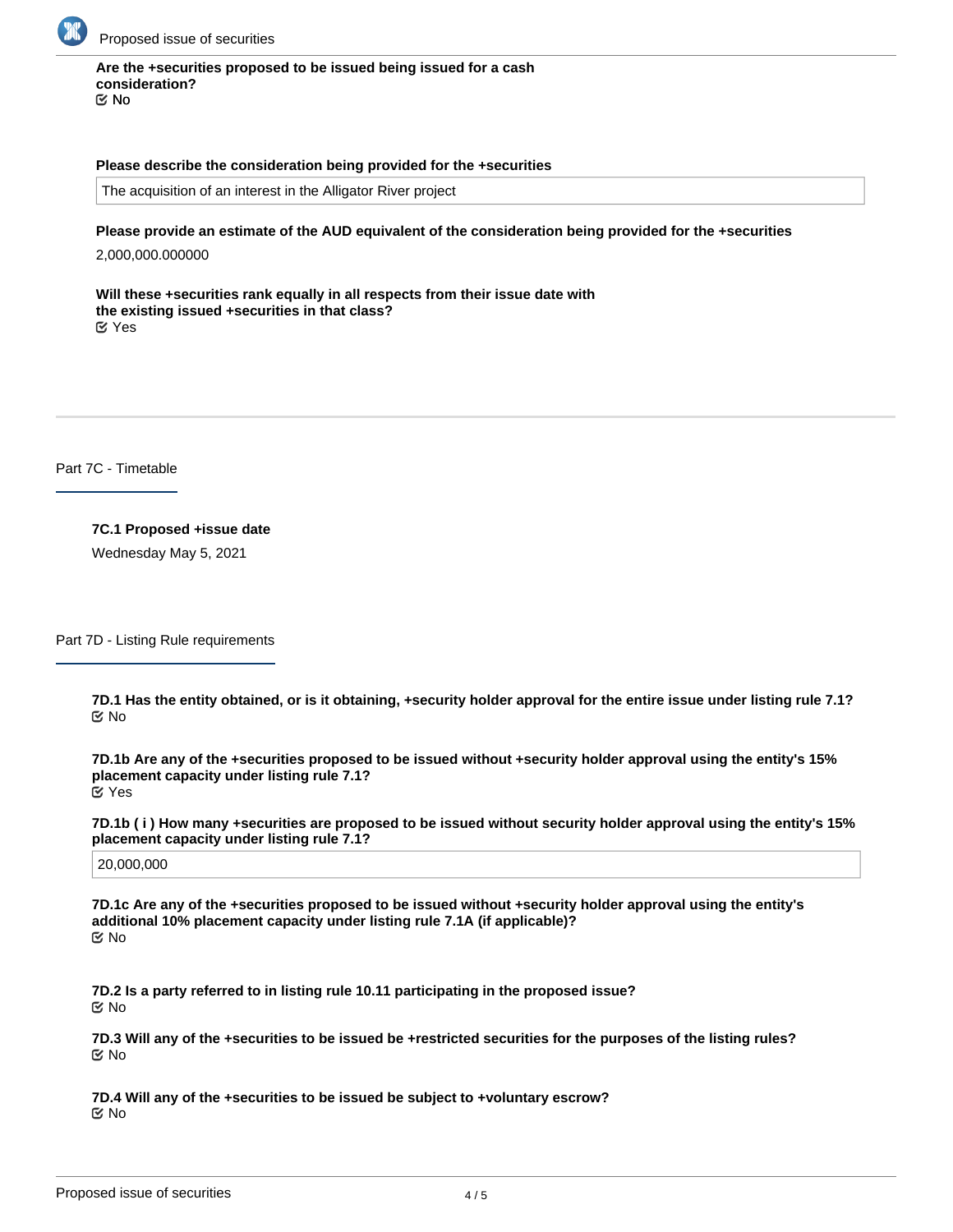**Are the +securities proposed to be issued being issued for a cash consideration?**
☑ No

**Please describe the consideration being provided for the +securities**

The acquisition of an interest in the Alligator River project

**Please provide an estimate of the AUD equivalent of the consideration being provided for the +securities**

2,000,000.000000

**Will these +securities rank equally in all respects from their issue date with the existing issued +securities in that class?**
☑ Yes

## Part 7C - Timetable

**7C.1 Proposed +issue date**

Wednesday May 5, 2021

## Part 7D - Listing Rule requirements

**7D.1 Has the entity obtained, or is it obtaining, +security holder approval for the entire issue under listing rule 7.1?**
☑ No

**7D.1b Are any of the +securities proposed to be issued without +security holder approval using the entity's 15% placement capacity under listing rule 7.1?**
☑ Yes

**7D.1b ( i ) How many +securities are proposed to be issued without security holder approval using the entity's 15% placement capacity under listing rule 7.1?**

20,000,000

**7D.1c Are any of the +securities proposed to be issued without +security holder approval using the entity's additional 10% placement capacity under listing rule 7.1A (if applicable)?**
☑ No

**7D.2 Is a party referred to in listing rule 10.11 participating in the proposed issue?**
☑ No

**7D.3 Will any of the +securities to be issued be +restricted securities for the purposes of the listing rules?**
☑ No

**7D.4 Will any of the +securities to be issued be subject to +voluntary escrow?**
☑ No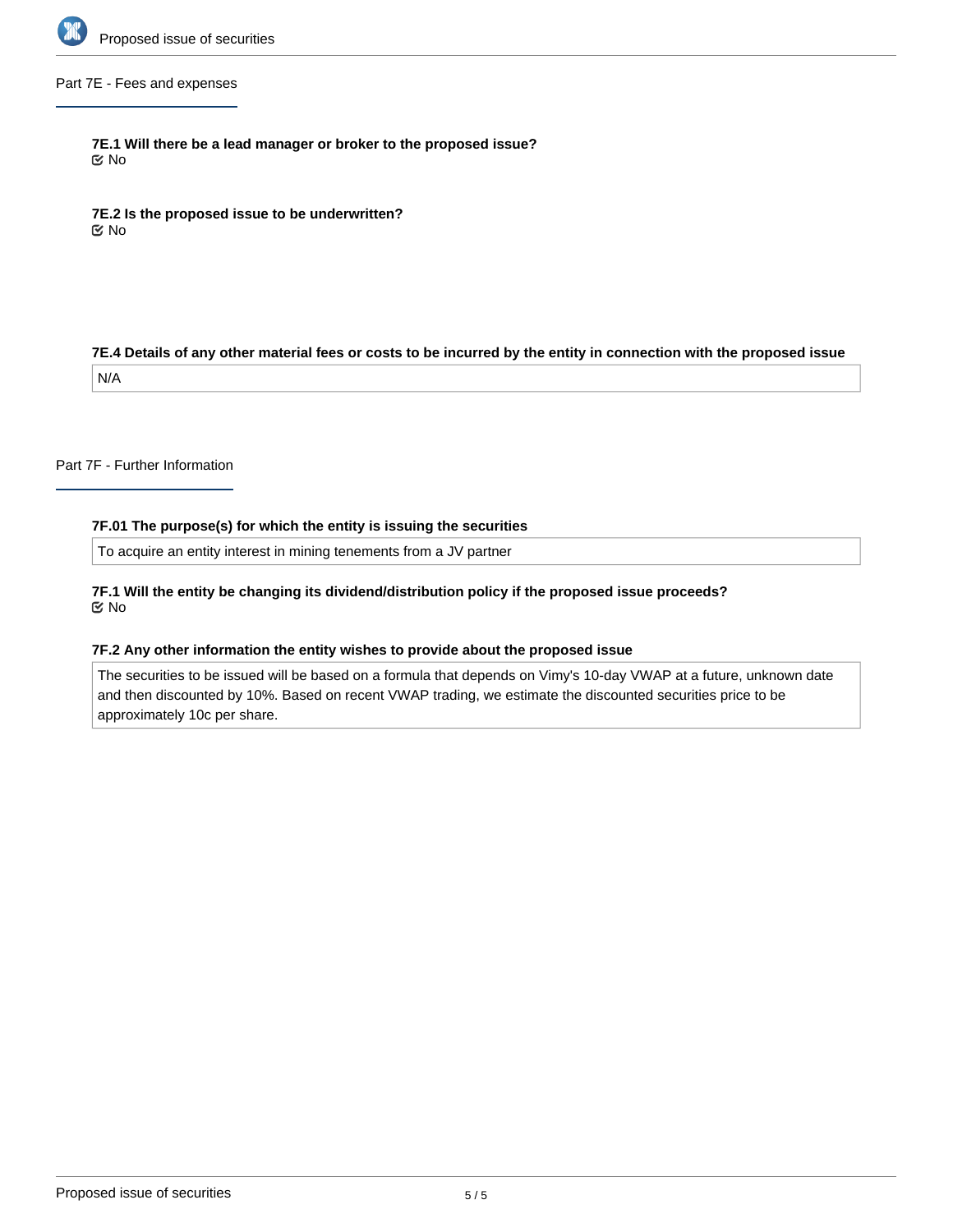## Part 7E - Fees and expenses

**7E.1 Will there be a lead manager or broker to the proposed issue?**
No

**7E.2 Is the proposed issue to be underwritten?**
No

**7E.4 Details of any other material fees or costs to be incurred by the entity in connection with the proposed issue**

N/A

## Part 7F - Further Information

**7F.01 The purpose(s) for which the entity is issuing the securities**

To acquire an entity interest in mining tenements from a JV partner

**7F.1 Will the entity be changing its dividend/distribution policy if the proposed issue proceeds?**
No

**7F.2 Any other information the entity wishes to provide about the proposed issue**

The securities to be issued will be based on a formula that depends on Vimy's 10-day VWAP at a future, unknown date and then discounted by 10%. Based on recent VWAP trading, we estimate the discounted securities price to be approximately 10c per share.